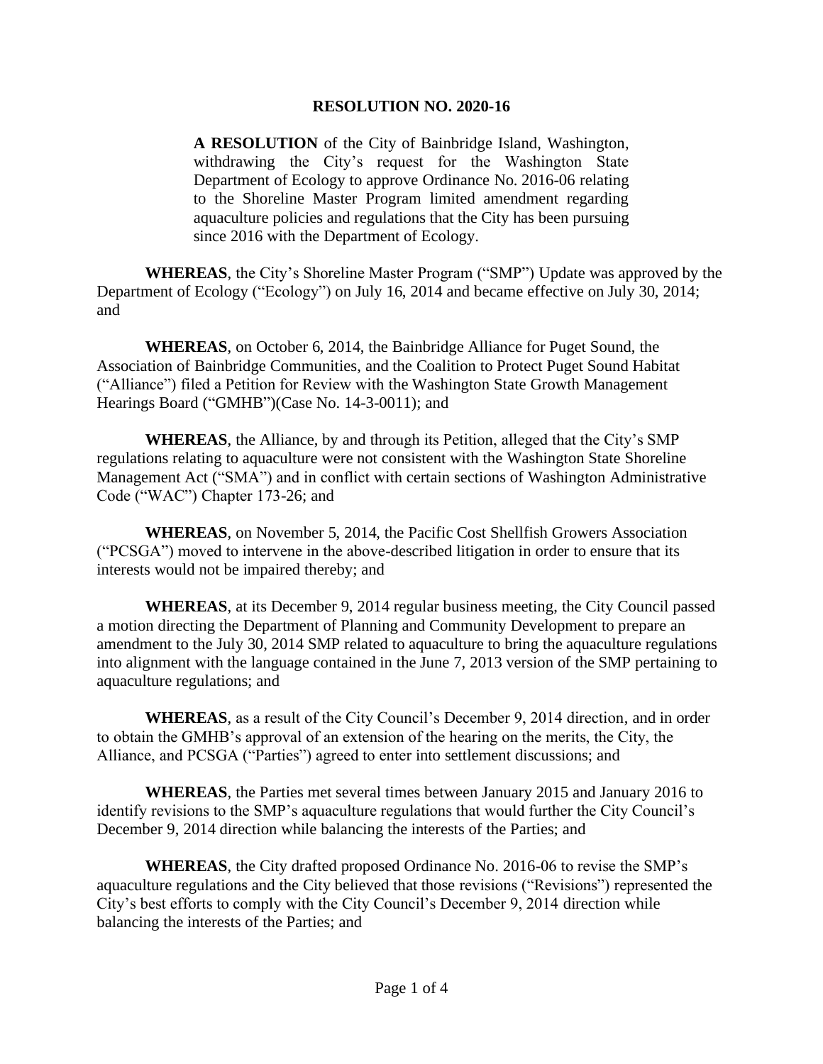# RESOLUTION NO. 2020-16

**A RESOLUTION** of the City of Bainbridge Island, Washington, withdrawing the City's request for the Washington State Department of Ecology to approve Ordinance No. 2016-06 relating to the Shoreline Master Program limited amendment regarding aquaculture policies and regulations that the City has been pursuing since 2016 with the Department of Ecology.

**WHEREAS**, the City's Shoreline Master Program ("SMP") Update was approved by the Department of Ecology ("Ecology") on July 16, 2014 and became effective on July 30, 2014; and

**WHEREAS**, on October 6, 2014, the Bainbridge Alliance for Puget Sound, the Association of Bainbridge Communities, and the Coalition to Protect Puget Sound Habitat ("Alliance") filed a Petition for Review with the Washington State Growth Management Hearings Board ("GMHB")(Case No. 14-3-0011); and

**WHEREAS**, the Alliance, by and through its Petition, alleged that the City's SMP regulations relating to aquaculture were not consistent with the Washington State Shoreline Management Act ("SMA") and in conflict with certain sections of Washington Administrative Code ("WAC") Chapter 173-26; and

**WHEREAS**, on November 5, 2014, the Pacific Cost Shellfish Growers Association ("PCSGA") moved to intervene in the above-described litigation in order to ensure that its interests would not be impaired thereby; and

**WHEREAS**, at its December 9, 2014 regular business meeting, the City Council passed a motion directing the Department of Planning and Community Development to prepare an amendment to the July 30, 2014 SMP related to aquaculture to bring the aquaculture regulations into alignment with the language contained in the June 7, 2013 version of the SMP pertaining to aquaculture regulations; and

**WHEREAS**, as a result of the City Council's December 9, 2014 direction, and in order to obtain the GMHB's approval of an extension of the hearing on the merits, the City, the Alliance, and PCSGA ("Parties") agreed to enter into settlement discussions; and

**WHEREAS**, the Parties met several times between January 2015 and January 2016 to identify revisions to the SMP's aquaculture regulations that would further the City Council's December 9, 2014 direction while balancing the interests of the Parties; and

**WHEREAS**, the City drafted proposed Ordinance No. 2016-06 to revise the SMP's aquaculture regulations and the City believed that those revisions ("Revisions") represented the City's best efforts to comply with the City Council's December 9, 2014 direction while balancing the interests of the Parties; and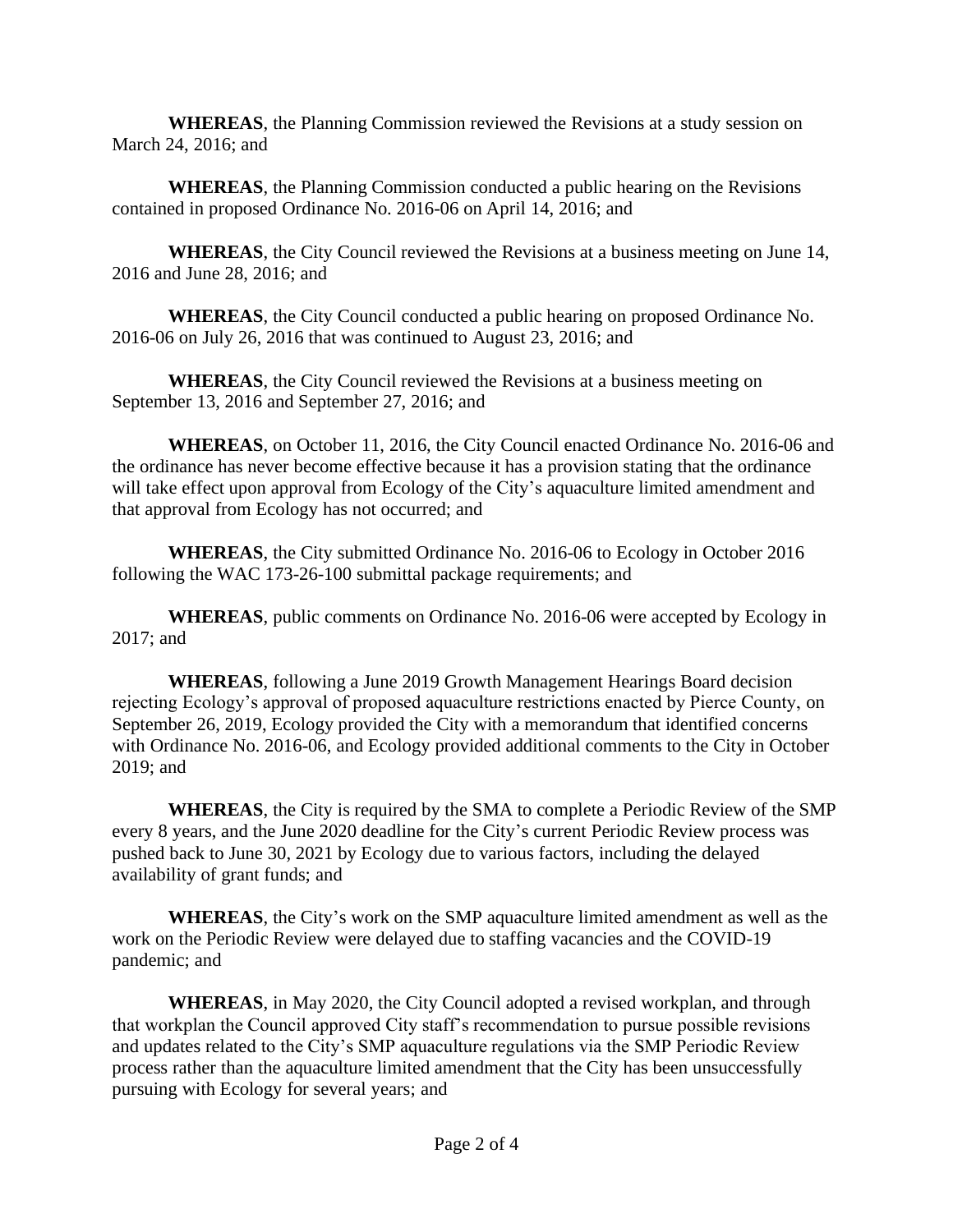**WHEREAS**, the Planning Commission reviewed the Revisions at a study session on March 24, 2016; and

**WHEREAS**, the Planning Commission conducted a public hearing on the Revisions contained in proposed Ordinance No. 2016-06 on April 14, 2016; and

**WHEREAS**, the City Council reviewed the Revisions at a business meeting on June 14, 2016 and June 28, 2016; and

**WHEREAS**, the City Council conducted a public hearing on proposed Ordinance No. 2016-06 on July 26, 2016 that was continued to August 23, 2016; and

**WHEREAS**, the City Council reviewed the Revisions at a business meeting on September 13, 2016 and September 27, 2016; and

**WHEREAS**, on October 11, 2016, the City Council enacted Ordinance No. 2016-06 and the ordinance has never become effective because it has a provision stating that the ordinance will take effect upon approval from Ecology of the City's aquaculture limited amendment and that approval from Ecology has not occurred; and

**WHEREAS**, the City submitted Ordinance No. 2016-06 to Ecology in October 2016 following the WAC 173-26-100 submittal package requirements; and

**WHEREAS**, public comments on Ordinance No. 2016-06 were accepted by Ecology in 2017; and

**WHEREAS**, following a June 2019 Growth Management Hearings Board decision rejecting Ecology's approval of proposed aquaculture restrictions enacted by Pierce County, on September 26, 2019, Ecology provided the City with a memorandum that identified concerns with Ordinance No. 2016-06, and Ecology provided additional comments to the City in October 2019; and

**WHEREAS**, the City is required by the SMA to complete a Periodic Review of the SMP every 8 years, and the June 2020 deadline for the City's current Periodic Review process was pushed back to June 30, 2021 by Ecology due to various factors, including the delayed availability of grant funds; and

**WHEREAS**, the City's work on the SMP aquaculture limited amendment as well as the work on the Periodic Review were delayed due to staffing vacancies and the COVID-19 pandemic; and

**WHEREAS**, in May 2020, the City Council adopted a revised workplan, and through that workplan the Council approved City staff's recommendation to pursue possible revisions and updates related to the City's SMP aquaculture regulations via the SMP Periodic Review process rather than the aquaculture limited amendment that the City has been unsuccessfully pursuing with Ecology for several years; and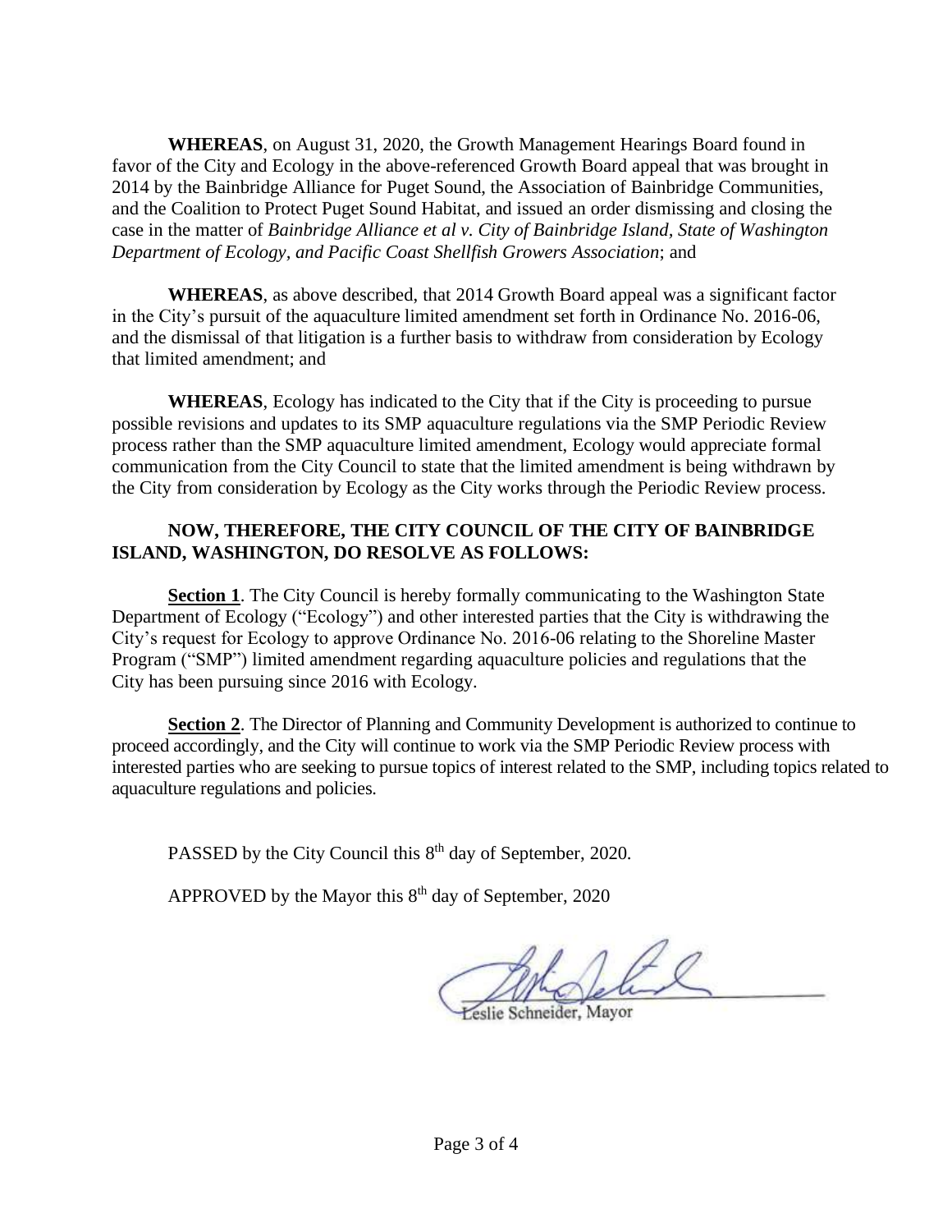**WHEREAS**, on August 31, 2020, the Growth Management Hearings Board found in favor of the City and Ecology in the above-referenced Growth Board appeal that was brought in 2014 by the Bainbridge Alliance for Puget Sound, the Association of Bainbridge Communities, and the Coalition to Protect Puget Sound Habitat, and issued an order dismissing and closing the case in the matter of *Bainbridge Alliance et al v. City of Bainbridge Island, State of Washington Department of Ecology, and Pacific Coast Shellfish Growers Association*; and

**WHEREAS**, as above described, that 2014 Growth Board appeal was a significant factor in the City's pursuit of the aquaculture limited amendment set forth in Ordinance No. 2016-06, and the dismissal of that litigation is a further basis to withdraw from consideration by Ecology that limited amendment; and

**WHEREAS**, Ecology has indicated to the City that if the City is proceeding to pursue possible revisions and updates to its SMP aquaculture regulations via the SMP Periodic Review process rather than the SMP aquaculture limited amendment, Ecology would appreciate formal communication from the City Council to state that the limited amendment is being withdrawn by the City from consideration by Ecology as the City works through the Periodic Review process.

**NOW, THEREFORE, THE CITY COUNCIL OF THE CITY OF BAINBRIDGE ISLAND, WASHINGTON, DO RESOLVE AS FOLLOWS:**

**Section 1**. The City Council is hereby formally communicating to the Washington State Department of Ecology ("Ecology") and other interested parties that the City is withdrawing the City's request for Ecology to approve Ordinance No. 2016-06 relating to the Shoreline Master Program ("SMP") limited amendment regarding aquaculture policies and regulations that the City has been pursuing since 2016 with Ecology.

**Section 2**. The Director of Planning and Community Development is authorized to continue to proceed accordingly, and the City will continue to work via the SMP Periodic Review process with interested parties who are seeking to pursue topics of interest related to the SMP, including topics related to aquaculture regulations and policies.

PASSED by the City Council this 8th day of September, 2020.

APPROVED by the Mayor this 8th day of September, 2020

Leslie Schneider, Mayor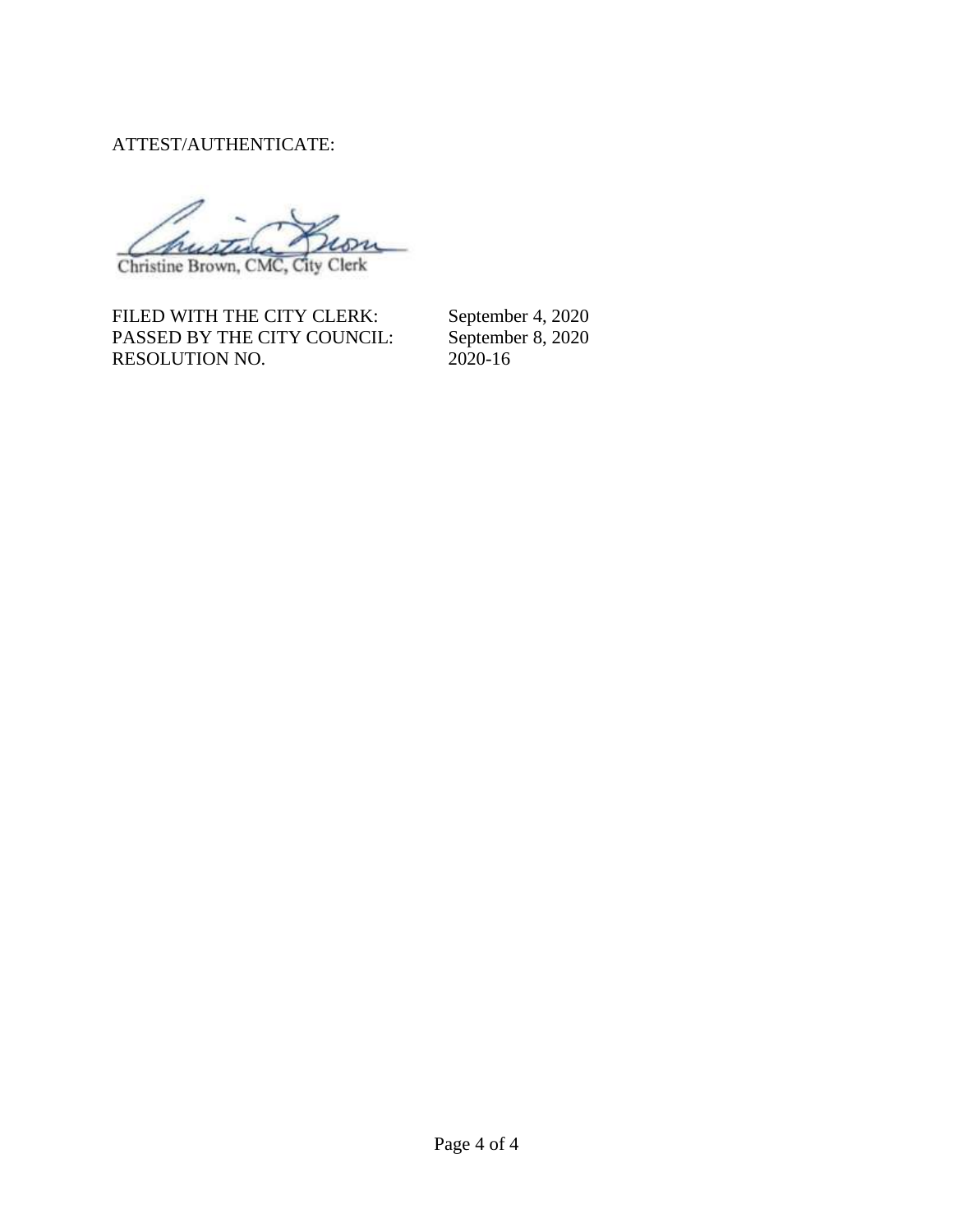ATTEST/AUTHENTICATE:

Christine Brown, CMC, City Clerk

| | |
|---|---|
| FILED WITH THE CITY CLERK: | September 4, 2020 |
| PASSED BY THE CITY COUNCIL: | September 8, 2020 |
| RESOLUTION NO. | 2020-16 |